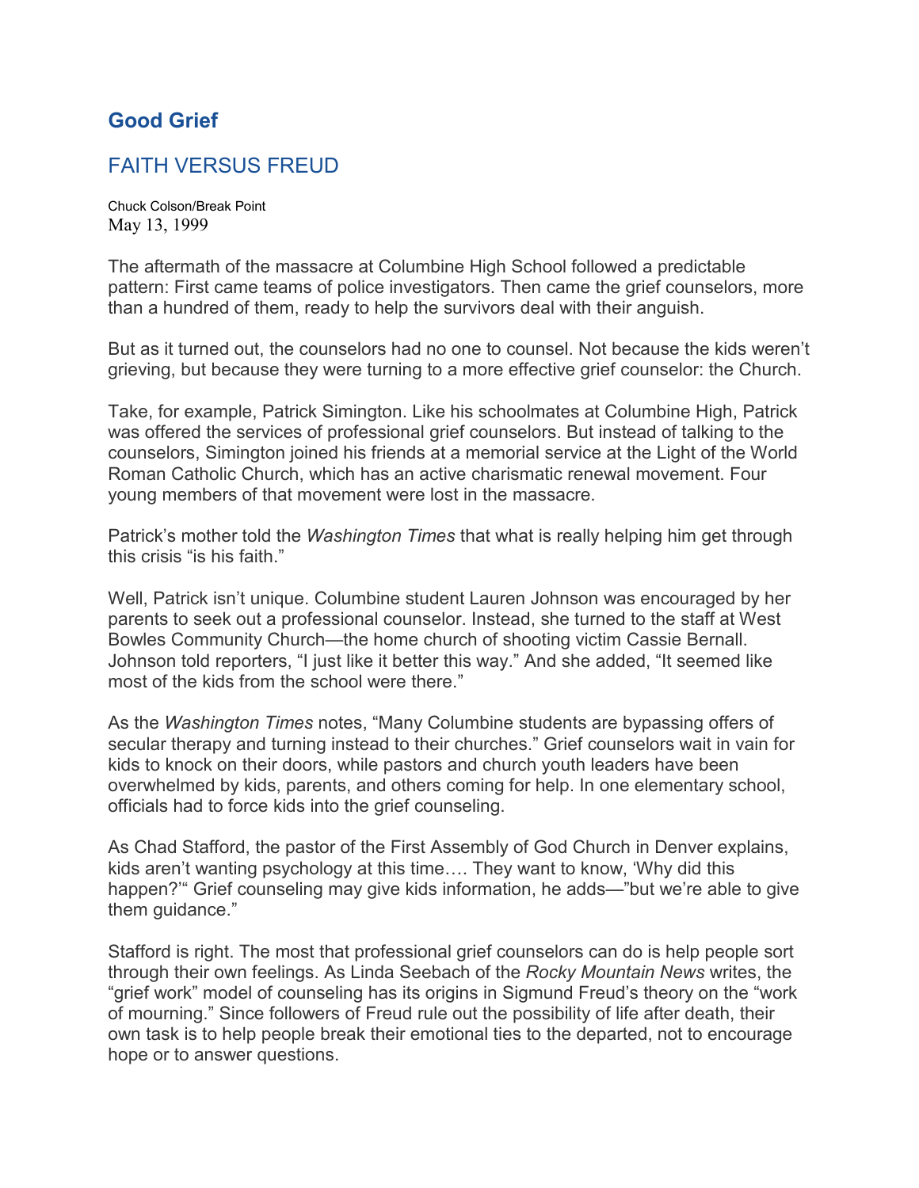# Good Grief

## FAITH VERSUS FREUD

Chuck Colson/Break Point
May 13, 1999

The aftermath of the massacre at Columbine High School followed a predictable pattern: First came teams of police investigators. Then came the grief counselors, more than a hundred of them, ready to help the survivors deal with their anguish.

But as it turned out, the counselors had no one to counsel. Not because the kids weren't grieving, but because they were turning to a more effective grief counselor: the Church.

Take, for example, Patrick Simington. Like his schoolmates at Columbine High, Patrick was offered the services of professional grief counselors. But instead of talking to the counselors, Simington joined his friends at a memorial service at the Light of the World Roman Catholic Church, which has an active charismatic renewal movement. Four young members of that movement were lost in the massacre.

Patrick's mother told the *Washington Times* that what is really helping him get through this crisis "is his faith."

Well, Patrick isn't unique. Columbine student Lauren Johnson was encouraged by her parents to seek out a professional counselor. Instead, she turned to the staff at West Bowles Community Church—the home church of shooting victim Cassie Bernall. Johnson told reporters, "I just like it better this way." And she added, "It seemed like most of the kids from the school were there."

As the *Washington Times* notes, "Many Columbine students are bypassing offers of secular therapy and turning instead to their churches." Grief counselors wait in vain for kids to knock on their doors, while pastors and church youth leaders have been overwhelmed by kids, parents, and others coming for help. In one elementary school, officials had to force kids into the grief counseling.

As Chad Stafford, the pastor of the First Assembly of God Church in Denver explains, kids aren't wanting psychology at this time…. They want to know, 'Why did this happen?'" Grief counseling may give kids information, he adds—"but we're able to give them guidance."

Stafford is right. The most that professional grief counselors can do is help people sort through their own feelings. As Linda Seebach of the *Rocky Mountain News* writes, the "grief work" model of counseling has its origins in Sigmund Freud's theory on the "work of mourning." Since followers of Freud rule out the possibility of life after death, their own task is to help people break their emotional ties to the departed, not to encourage hope or to answer questions.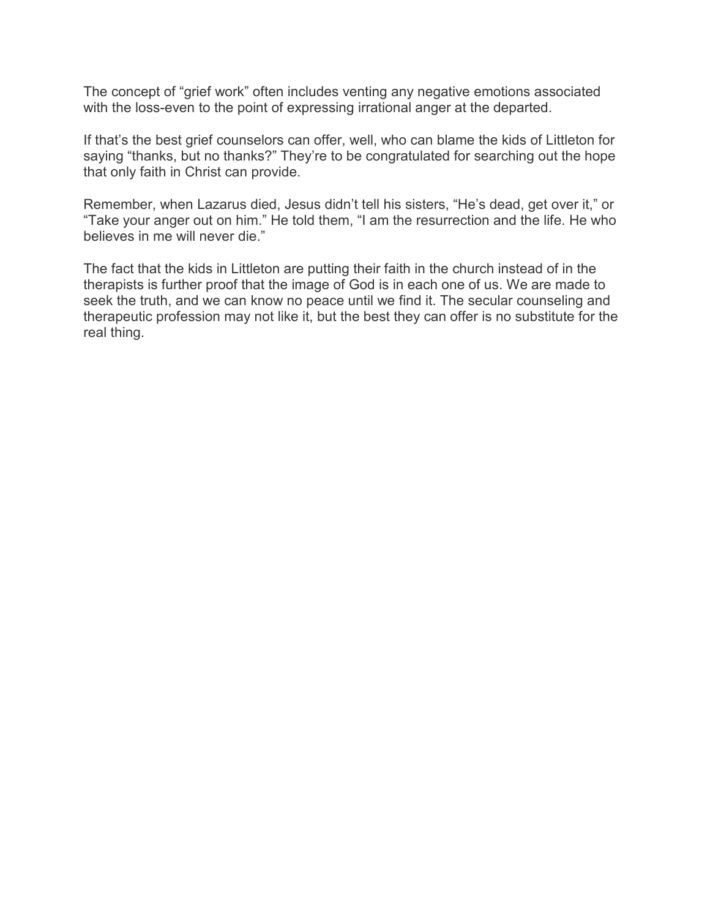The concept of “grief work” often includes venting any negative emotions associated with the loss-even to the point of expressing irrational anger at the departed.

If that’s the best grief counselors can offer, well, who can blame the kids of Littleton for saying “thanks, but no thanks?” They’re to be congratulated for searching out the hope that only faith in Christ can provide.

Remember, when Lazarus died, Jesus didn’t tell his sisters, “He’s dead, get over it,” or “Take your anger out on him.” He told them, “I am the resurrection and the life. He who believes in me will never die.”

The fact that the kids in Littleton are putting their faith in the church instead of in the therapists is further proof that the image of God is in each one of us. We are made to seek the truth, and we can know no peace until we find it. The secular counseling and therapeutic profession may not like it, but the best they can offer is no substitute for the real thing.